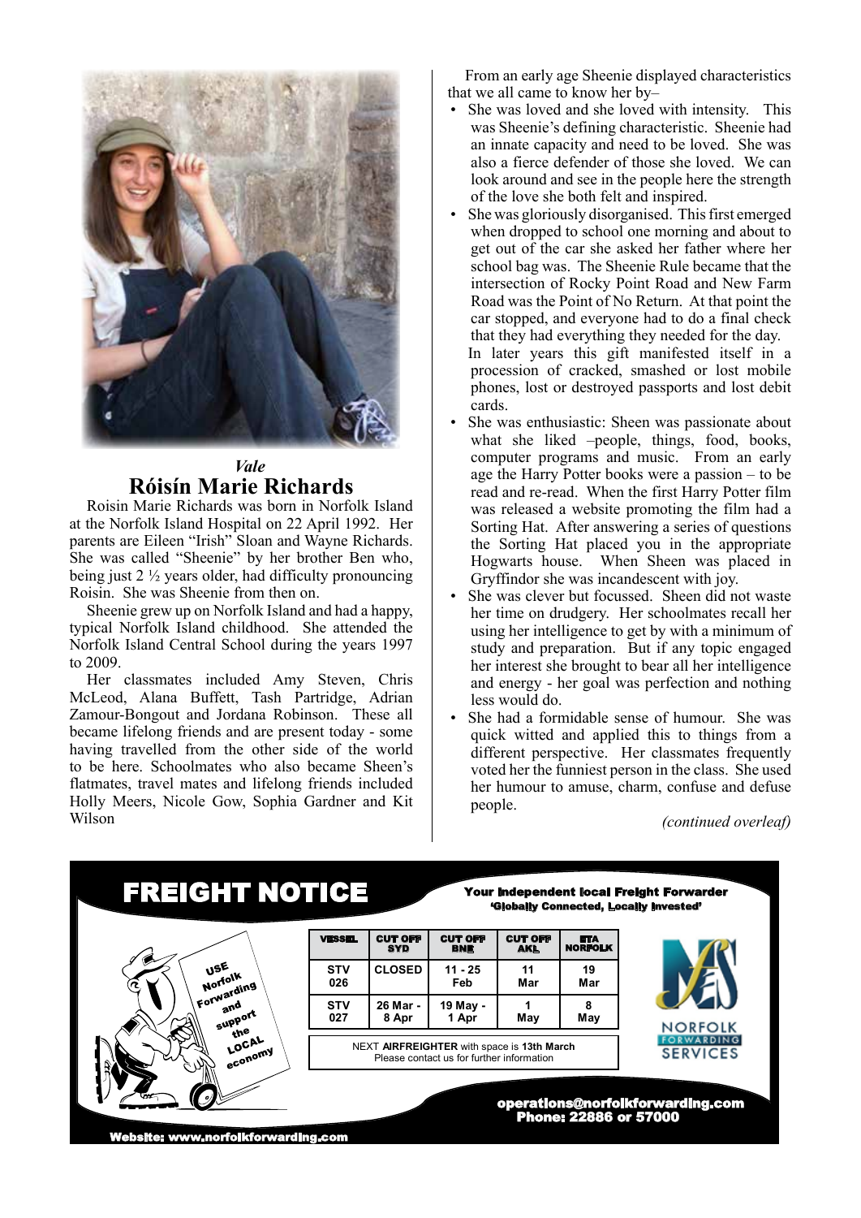*Vale*

## Róisín Marie Richards

Roisin Marie Richards was born in Norfolk Island at the Norfolk Island Hospital on 22 April 1992. Her parents are Eileen "Irish" Sloan and Wayne Richards. She was called "Sheenie" by her brother Ben who, being just 2 ½ years older, had difficulty pronouncing Roisin. She was Sheenie from then on.

Sheenie grew up on Norfolk Island and had a happy, typical Norfolk Island childhood. She attended the Norfolk Island Central School during the years 1997 to 2009.

Her classmates included Amy Steven, Chris McLeod, Alana Buffett, Tash Partridge, Adrian Zamour-Bongout and Jordana Robinson. These all became lifelong friends and are present today - some having travelled from the other side of the world to be here. Schoolmates who also became Sheen's flatmates, travel mates and lifelong friends included Holly Meers, Nicole Gow, Sophia Gardner and Kit Wilson

From an early age Sheenie displayed characteristics that we all came to know her by–

- She was loved and she loved with intensity. This was Sheenie's defining characteristic. Sheenie had an innate capacity and need to be loved. She was also a fierce defender of those she loved. We can look around and see in the people here the strength of the love she both felt and inspired.
- She was gloriously disorganised. This first emerged when dropped to school one morning and about to get out of the car she asked her father where her school bag was. The Sheenie Rule became that the intersection of Rocky Point Road and New Farm Road was the Point of No Return. At that point the car stopped, and everyone had to do a final check that they had everything they needed for the day.
  In later years this gift manifested itself in a procession of cracked, smashed or lost mobile phones, lost or destroyed passports and lost debit cards.
- She was enthusiastic: Sheen was passionate about what she liked –people, things, food, books, computer programs and music. From an early age the Harry Potter books were a passion – to be read and re-read. When the first Harry Potter film was released a website promoting the film had a Sorting Hat. After answering a series of questions the Sorting Hat placed you in the appropriate Hogwarts house. When Sheen was placed in Gryffindor she was incandescent with joy.
- She was clever but focussed. Sheen did not waste her time on drudgery. Her schoolmates recall her using her intelligence to get by with a minimum of study and preparation. But if any topic engaged her interest she brought to bear all her intelligence and energy - her goal was perfection and nothing less would do.
- She had a formidable sense of humour. She was quick witted and applied this to things from a different perspective. Her classmates frequently voted her the funniest person in the class. She used her humour to amuse, charm, confuse and defuse people.

*(continued overleaf)*

---

## FREIGHT NOTICE

**Your Independent local Freight Forwarder**
**'Globally Connected, Locally Invested'**

USE Norfolk Forwarding and support the LOCAL economy

| VESSEL | CUT OFF SYD | CUT OFF BNE | CUT OFF AKL | ETA NORFOLK |
|---|---|---|---|---|
| STV 026 | CLOSED | 11 - 25 Feb | 11 Mar | 19 Mar |
| STV 027 | 26 Mar - 8 Apr | 19 May - 1 Apr | 1 May | 8 May |

NEXT **AIRFREIGHTER** with space is **13th March**
Please contact us for further information

NORFOLK FORWARDING SERVICES

**operations@norfolkforwarding.com**
**Phone: 22886 or 57000**

**Website: www.norfolkforwarding.com**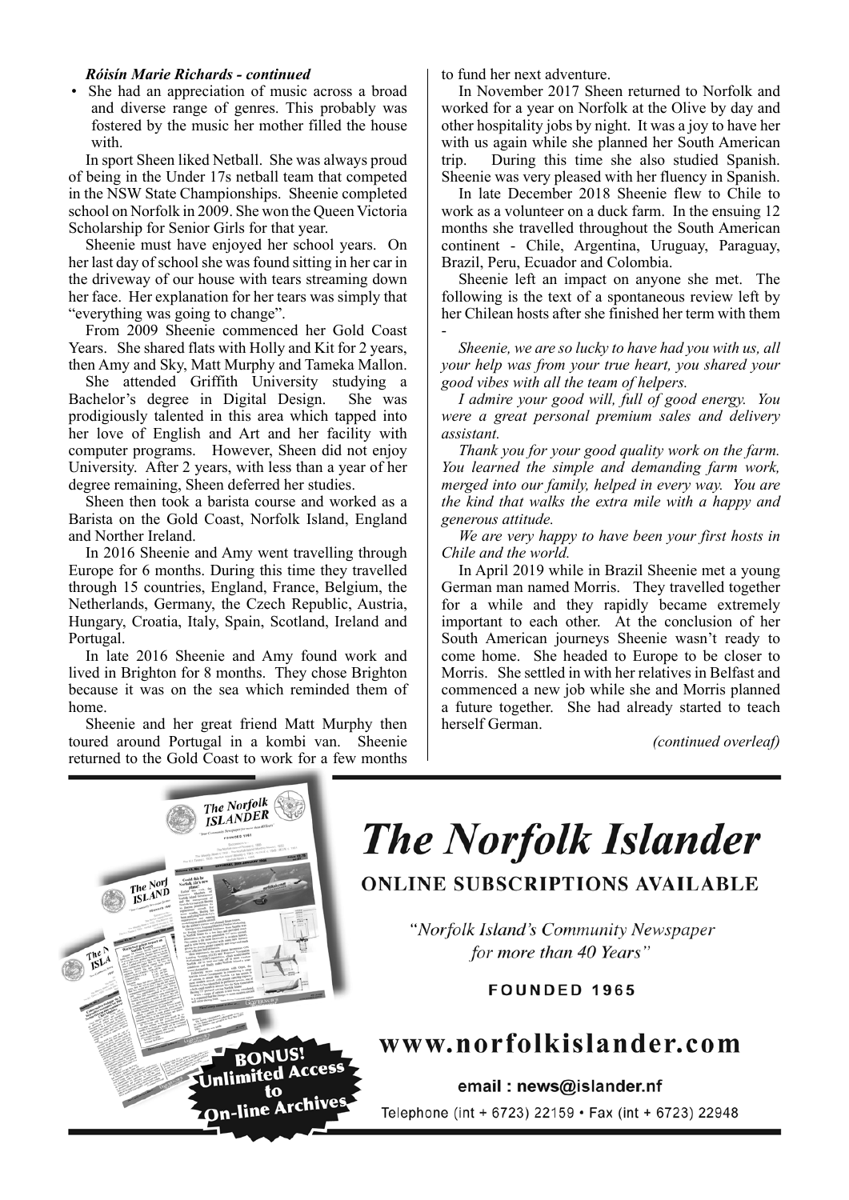***Róisín Marie Richards - continued***

- She had an appreciation of music across a broad and diverse range of genres. This probably was fostered by the music her mother filled the house with.

In sport Sheen liked Netball. She was always proud of being in the Under 17s netball team that competed in the NSW State Championships. Sheenie completed school on Norfolk in 2009. She won the Queen Victoria Scholarship for Senior Girls for that year.

Sheenie must have enjoyed her school years. On her last day of school she was found sitting in her car in the driveway of our house with tears streaming down her face. Her explanation for her tears was simply that "everything was going to change".

From 2009 Sheenie commenced her Gold Coast Years. She shared flats with Holly and Kit for 2 years, then Amy and Sky, Matt Murphy and Tameka Mallon.

She attended Griffith University studying a Bachelor's degree in Digital Design. She was prodigiously talented in this area which tapped into her love of English and Art and her facility with computer programs. However, Sheen did not enjoy University. After 2 years, with less than a year of her degree remaining, Sheen deferred her studies.

Sheen then took a barista course and worked as a Barista on the Gold Coast, Norfolk Island, England and Norther Ireland.

In 2016 Sheenie and Amy went travelling through Europe for 6 months. During this time they travelled through 15 countries, England, France, Belgium, the Netherlands, Germany, the Czech Republic, Austria, Hungary, Croatia, Italy, Spain, Scotland, Ireland and Portugal.

In late 2016 Sheenie and Amy found work and lived in Brighton for 8 months. They chose Brighton because it was on the sea which reminded them of home.

Sheenie and her great friend Matt Murphy then toured around Portugal in a kombi van. Sheenie returned to the Gold Coast to work for a few months to fund her next adventure.

In November 2017 Sheen returned to Norfolk and worked for a year on Norfolk at the Olive by day and other hospitality jobs by night. It was a joy to have her with us again while she planned her South American trip. During this time she also studied Spanish. Sheenie was very pleased with her fluency in Spanish.

In late December 2018 Sheenie flew to Chile to work as a volunteer on a duck farm. In the ensuing 12 months she travelled throughout the South American continent - Chile, Argentina, Uruguay, Paraguay, Brazil, Peru, Ecuador and Colombia.

Sheenie left an impact on anyone she met. The following is the text of a spontaneous review left by her Chilean hosts after she finished her term with them -

*Sheenie, we are so lucky to have had you with us, all your help was from your true heart, you shared your good vibes with all the team of helpers.*

*I admire your good will, full of good energy. You were a great personal premium sales and delivery assistant.*

*Thank you for your good quality work on the farm. You learned the simple and demanding farm work, merged into our family, helped in every way. You are the kind that walks the extra mile with a happy and generous attitude.*

*We are very happy to have been your first hosts in Chile and the world.*

In April 2019 while in Brazil Sheenie met a young German man named Morris. They travelled together for a while and they rapidly became extremely important to each other. At the conclusion of her South American journeys Sheenie wasn't ready to come home. She headed to Europe to be closer to Morris. She settled in with her relatives in Belfast and commenced a new job while she and Morris planned a future together. She had already started to teach herself German.

*(continued overleaf)*

---

# The Norfolk Islander

**ONLINE SUBSCRIPTIONS AVAILABLE**

*"Norfolk Island's Community Newspaper for more than 40 Years"*

**FOUNDED 1965**

**BONUS! Unlimited Access to On-line Archives**

## www.norfolkislander.com

email : news@islander.nf

Telephone (int + 6723) 22159 • Fax (int + 6723) 22948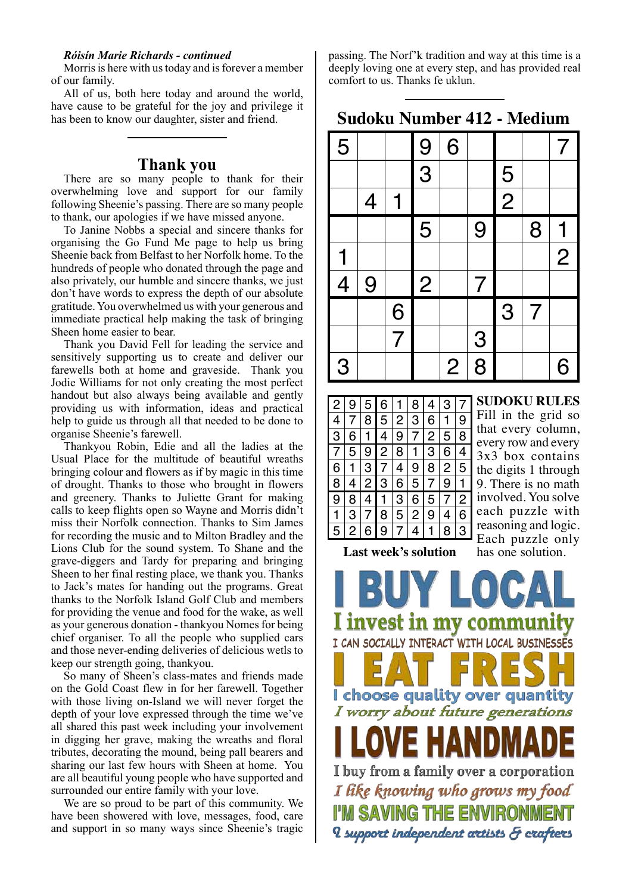***Róisín Marie Richards - continued***

Morris is here with us today and is forever a member of our family.

All of us, both here today and around the world, have cause to be grateful for the joy and privilege it has been to know our daughter, sister and friend.

## Thank you

There are so many people to thank for their overwhelming love and support for our family following Sheenie's passing. There are so many people to thank, our apologies if we have missed anyone.

To Janine Nobbs a special and sincere thanks for organising the Go Fund Me page to help us bring Sheenie back from Belfast to her Norfolk home. To the hundreds of people who donated through the page and also privately, our humble and sincere thanks, we just don't have words to express the depth of our absolute gratitude. You overwhelmed us with your generous and immediate practical help making the task of bringing Sheen home easier to bear.

Thank you David Fell for leading the service and sensitively supporting us to create and deliver our farewells both at home and graveside. Thank you Jodie Williams for not only creating the most perfect handout but also always being available and gently providing us with information, ideas and practical help to guide us through all that needed to be done to organise Sheenie's farewell.

Thankyou Robin, Edie and all the ladies at the Usual Place for the multitude of beautiful wreaths bringing colour and flowers as if by magic in this time of drought. Thanks to those who brought in flowers and greenery. Thanks to Juliette Grant for making calls to keep flights open so Wayne and Morris didn't miss their Norfolk connection. Thanks to Sim James for recording the music and to Milton Bradley and the Lions Club for the sound system. To Shane and the grave-diggers and Tardy for preparing and bringing Sheen to her final resting place, we thank you. Thanks to Jack's mates for handing out the programs. Great thanks to the Norfolk Island Golf Club and members for providing the venue and food for the wake, as well as your generous donation - thankyou Nomes for being chief organiser. To all the people who supplied cars and those never-ending deliveries of delicious wetls to keep our strength going, thankyou.

So many of Sheen's class-mates and friends made on the Gold Coast flew in for her farewell. Together with those living on-Island we will never forget the depth of your love expressed through the time we've all shared this past week including your involvement in digging her grave, making the wreaths and floral tributes, decorating the mound, being pall bearers and sharing our last few hours with Sheen at home. You are all beautiful young people who have supported and surrounded our entire family with your love.

We are so proud to be part of this community. We have been showered with love, messages, food, care and support in so many ways since Sheenie's tragic passing. The Norf'k tradition and way at this time is a deeply loving one at every step, and has provided real comfort to us. Thanks fe uklun.

## Sudoku Number 412 - Medium

| | | | | | | | | |
|---|---|---|---|---|---|---|---|---|
| 5 | | | 9 | 6 | | | | 7 |
| | | | 3 | | | 5 | | |
| | 4 | 1 | | | | 2 | | |
| | | | 5 | | 9 | | 8 | 1 |
| 1 | | | | | | | | 2 |
| 4 | 9 | | 2 | | 7 | | | |
| | | 6 | | | | 3 | 7 | |
| | | 7 | | | 3 | | | |
| 3 | | | | 2 | 8 | | | 6 |

| | | | | | | | | |
|---|---|---|---|---|---|---|---|---|
| 2 | 9 | 5 | 6 | 1 | 8 | 4 | 3 | 7 |
| 4 | 7 | 8 | 5 | 2 | 3 | 6 | 1 | 9 |
| 3 | 6 | 1 | 4 | 9 | 7 | 2 | 5 | 8 |
| 7 | 5 | 9 | 2 | 8 | 1 | 3 | 6 | 4 |
| 6 | 1 | 3 | 7 | 4 | 9 | 8 | 2 | 5 |
| 8 | 4 | 2 | 3 | 6 | 5 | 7 | 9 | 1 |
| 9 | 8 | 4 | 1 | 3 | 6 | 5 | 7 | 2 |
| 1 | 3 | 7 | 8 | 5 | 2 | 9 | 4 | 6 |
| 5 | 2 | 6 | 9 | 7 | 4 | 1 | 8 | 3 |

**Last week's solution**

**SUDOKU RULES**
Fill in the grid so that every column, every row and every 3x3 box contains the digits 1 through 9. There is no math involved. You solve each puzzle with reasoning and logic. Each puzzle only has one solution.

I BUY LOCAL
I invest in my community
I CAN SOCIALLY INTERACT WITH LOCAL BUSINESSES
I EAT FRESH
I choose quality over quantity
I worry about future generations
I LOVE HANDMADE
I buy from a family over a corporation
I like knowing who grows my food
I'M SAVING THE ENVIRONMENT
I support independent artists & crafters